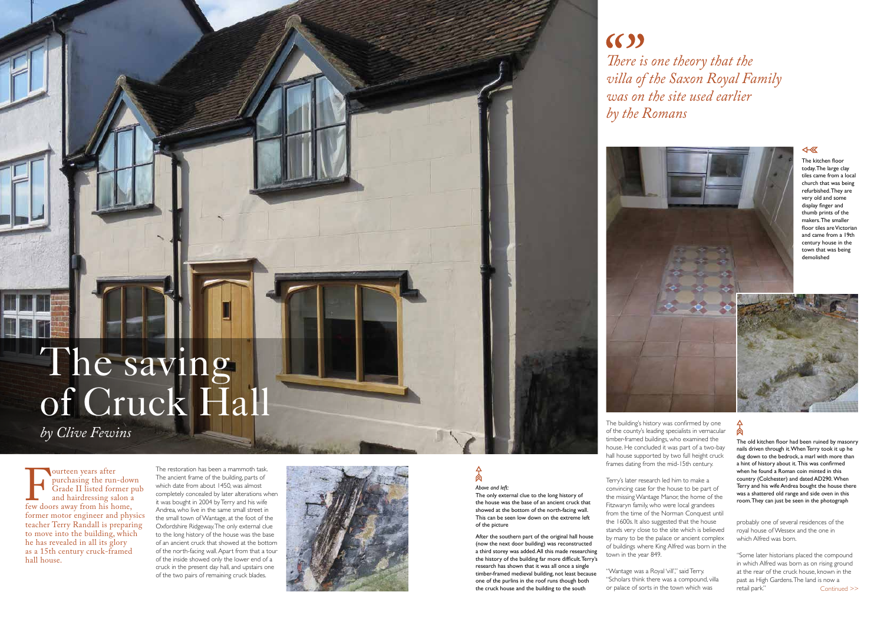# The saving of Cruck Hall

*by Clive Fewins*

Fourteen years after purchasing the run-down Grade II listed former pub and hairdressing salon a few doors away from his home, former motor engineer and physics teacher Terry Randall is preparing to move into the building, which he has revealed in all its glory as a 15th century cruck-framed hall house.

The restoration has been a mammoth task. The ancient frame of the building, parts of which date from about 1450, was almost completely concealed by later alterations when it was bought in 2004 by Terry and his wife Andrea, who live in the same small street in the small town of Wantage, at the foot of the Oxfordshire Ridgeway. The only external clue to the long history of the house was the base of an ancient cruck that showed at the bottom of the north-facing wall. Apart from that a tour of the inside showed only the lower end of a cruck in the present day hall, and upstairs one of the two pairs of remaining cruck blades.

*Above and left:*

The only external clue to the long history of the house was the base of an ancient cruck that showed at the bottom of the north-facing wall. This can be seen low down on the extreme left of the picture

After the southern part of the original hall house (now the next door building) was reconstructed a third storey was added. All this made researching the history of the building far more difficult. Terry's research has shown that it was all once a single timber-framed medieval building, not least because one of the purlins in the roof runs though both the cruck house and the building to the south

*There is one theory that the villa of the Saxon Royal Family was on the site used earlier by the Romans*

The kitchen floor today. The large clay tiles came from a local church that was being refurbished. They are very old and some display finger and thumb prints of the makers. The smaller floor tiles are Victorian and came from a 19th century house in the town that was being demolished

The building's history was confirmed by one of the county's leading specialists in vernacular timber-framed buildings, who examined the house. He concluded it was part of a two-bay hall house supported by two full height cruck frames dating from the mid-15th century.

Terry's later research led him to make a convincing case for the house to be part of the missing Wantage Manor, the home of the Fitzwaryn family, who were local grandees from the time of the Norman Conquest until the 1600s. It also suggested that the house stands very close to the site which is believed by many to be the palace or ancient complex of buildings where King Alfred was born in the town in the year 849.

"Wantage was a Royal 'vill'," said Terry. "Scholars think there was a compound, villa or palace of sorts in the town which was probably one of several residences of the royal house of Wessex and the one in which Alfred was born.

"Some later historians placed the compound in which Alfred was born as on rising ground at the rear of the cruck house, known in the past as High Gardens. The land is now a retail park."

The old kitchen floor had been ruined by masonry nails driven through it. When Terry took it up he dug down to the bedrock, a marl with more than a hint of history about it. This was confirmed when he found a Roman coin minted in this country (Colchester) and dated AD290. When Terry and his wife Andrea bought the house there was a shattered old range and side oven in this room. They can just be seen in the photograph

Continued >>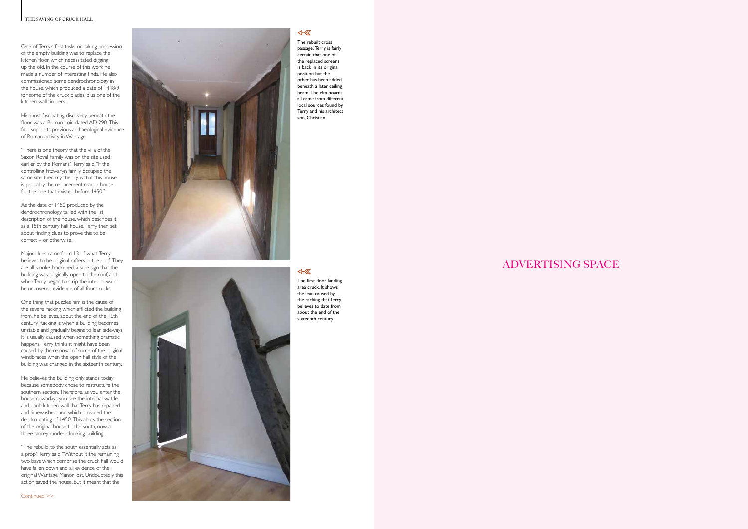One of Terry's first tasks on taking possession of the empty building was to replace the kitchen floor, which necessitated digging up the old. In the course of this work he made a number of interesting finds. He also commissioned some dendrochronology in the house, which produced a date of 1448/9 for some of the cruck blades, plus one of the kitchen wall timbers.

His most fascinating discovery beneath the floor was a Roman coin dated AD 290. This find supports previous archaeological evidence of Roman activity in Wantage.

"There is one theory that the villa of the Saxon Royal Family was on the site used earlier by the Romans," Terry said. "If the controlling Fitzwaryn family occupied the same site, then my theory is that this house is probably the replacement manor house for the one that existed before 1450."

As the date of 1450 produced by the dendrochronology tallied with the list description of the house, which describes it as a 15th century hall house, Terry then set about finding clues to prove this to be correct – or otherwise.

Major clues came from 13 of what Terry believes to be original rafters in the roof. They are all smoke-blackened, a sure sign that the building was originally open to the roof, and when Terry began to strip the interior walls he uncovered evidence of all four crucks.

One thing that puzzles him is the cause of the severe racking which afflicted the building from, he believes, about the end of the 16th century. Racking is when a building becomes unstable and gradually begins to lean sideways. It is usually caused when something dramatic happens. Terry thinks it might have been caused by the removal of some of the original windbraces when the open hall style of the building was changed in the sixteenth century.

He believes the building only stands today because somebody chose to restructure the southern section. Therefore, as you enter the house nowadays you see the internal wattle and daub kitchen wall that Terry has repaired and limewashed, and which provided the dendro dating of 1450. This abuts the section of the original house to the south, now a three-storey modern-looking building.

"The rebuild to the south essentially acts as a prop," Terry said. "Without it the remaining two bays which comprise the cruck hall would have fallen down and all evidence of the original Wantage Manor lost. Undoubtedly this action saved the house, but it meant that the

Continued >>

The rebuilt cross passage. Terry is fairly certain that one of the replaced screens is back in its original position but the other has been added beneath a later ceiling beam. The elm boards all came from different local sources found by Terry and his architect son, Christian

The first floor landing area cruck. It shows the lean caused by the racking that Terry believes to date from about the end of the sixteenth century

ADVERTISING SPACE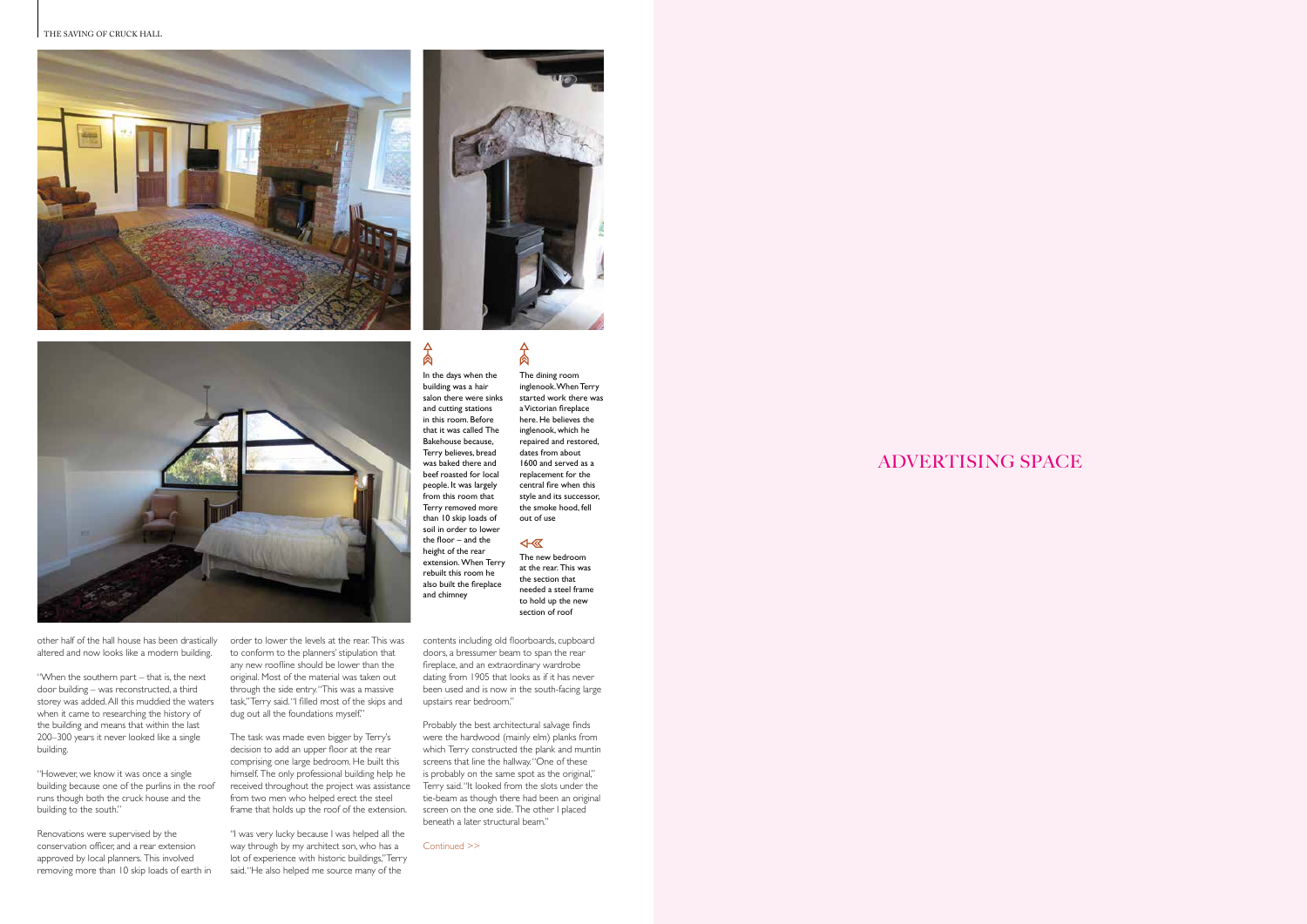In the days when the building was a hair salon there were sinks and cutting stations in this room. Before that it was called The Bakehouse because, Terry believes, bread was baked there and beef roasted for local people. It was largely from this room that Terry removed more than 10 skip loads of soil in order to lower the floor – and the height of the rear extension. When Terry rebuilt this room he also built the fireplace and chimney

The dining room inglenook. When Terry started work there was a Victorian fireplace here. He believes the inglenook, which he repaired and restored, dates from about 1600 and served as a replacement for the central fire when this style and its successor, the smoke hood, fell out of use

The new bedroom at the rear. This was the section that needed a steel frame to hold up the new section of roof

other half of the hall house has been drastically altered and now looks like a modern building.

"When the southern part – that is, the next door building – was reconstructed, a third storey was added. All this muddied the waters when it came to researching the history of the building and means that within the last 200–300 years it never looked like a single building.

"However, we know it was once a single building because one of the purlins in the roof runs though both the cruck house and the building to the south."

Renovations were supervised by the conservation officer, and a rear extension approved by local planners. This involved removing more than 10 skip loads of earth in order to lower the levels at the rear. This was to conform to the planners' stipulation that any new roofline should be lower than the original. Most of the material was taken out through the side entry. "This was a massive task," Terry said. "I filled most of the skips and dug out all the foundations myself."

The task was made even bigger by Terry's decision to add an upper floor at the rear comprising one large bedroom. He built this himself. The only professional building help he received throughout the project was assistance from two men who helped erect the steel frame that holds up the roof of the extension.

"I was very lucky because I was helped all the way through by my architect son, who has a lot of experience with historic buildings," Terry said. "He also helped me source many of the contents including old floorboards, cupboard doors, a bressumer beam to span the rear fireplace, and an extraordinary wardrobe dating from 1905 that looks as if it has never been used and is now in the south-facing large upstairs rear bedroom."

Probably the best architectural salvage finds were the hardwood (mainly elm) planks from which Terry constructed the plank and muntin screens that line the hallway. "One of these is probably on the same spot as the original," Terry said. "It looked from the slots under the tie-beam as though there had been an original screen on the one side. The other I placed beneath a later structural beam."

Continued >>

ADVERTISING SPACE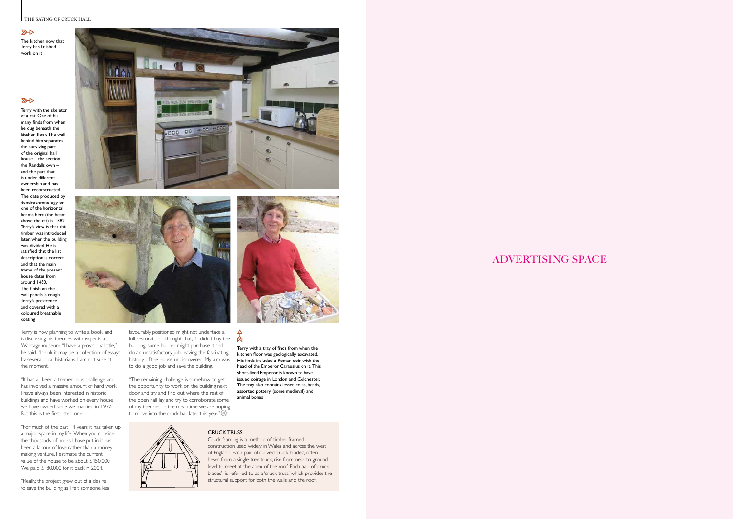The kitchen now that Terry has finished work on it

Terry with the skeleton of a rat. One of his many finds from when he dug beneath the kitchen floor. The wall behind him separates the surviving part of the original hall house – the section the Randalls own – and the part that is under different ownership and has been reconstructed. The date produced by dendrochronology on one of the horizontal beams here (the beam above the rat) is 1382. Terry's view is that this timber was introduced later, when the building was divided. He is satisfied that the list description is correct and that the main frame of the present house dates from around 1450. The finish on the wall panels is rough – Terry's preference – and covered with a coloured breathable coating

Terry with a tray of finds from when the kitchen floor was geologically excavated. His finds included a Roman coin with the head of the Emperor Carausius on it. This short-lived Emperor is known to have issued coinage in London and Colchester. The tray also contains lesser coins, beads, assorted pottery (some medieval) and animal bones

Terry is now planning to write a book, and is discussing his theories with experts at Wantage museum. "I have a provisional title," he said. "I think it may be a collection of essays by several local historians. I am not sure at the moment.

"It has all been a tremendous challenge and has involved a massive amount of hard work. I have always been interested in historic buildings and have worked on every house we have owned since we married in 1972. But this is the first listed one.

"For much of the past 14 years it has taken up a major space in my life. When you consider the thousands of hours I have put in it has been a labour of love rather than a money-making venture. I estimate the current value of the house to be about £450,000. We paid £180,000 for it back in 2004.

"Really, the project grew out of a desire to save the building as I felt someone less favourably positioned might not undertake a full restoration. I thought that, if I didn't buy the building, some builder might purchase it and do an unsatisfactory job, leaving the fascinating history of the house undiscovered. My aim was to do a good job and save the building.

"The remaining challenge is somehow to get the opportunity to work on the building next door and try and find out where the rest of the open hall lay and try to corroborate some of my theories. In the meantime we are hoping to move into the cruck hall later this year."

**CRUCK TRUSS:**

Cruck framing is a method of timber-framed construction used widely in Wales and across the west of England. Each pair of curved 'cruck blades', often hewn from a single tree truck, rise from near to ground level to meet at the apex of the roof. Each pair of 'cruck blades' is referred to as a 'cruck truss' which provides the structural support for both the walls and the roof.

ADVERTISING SPACE